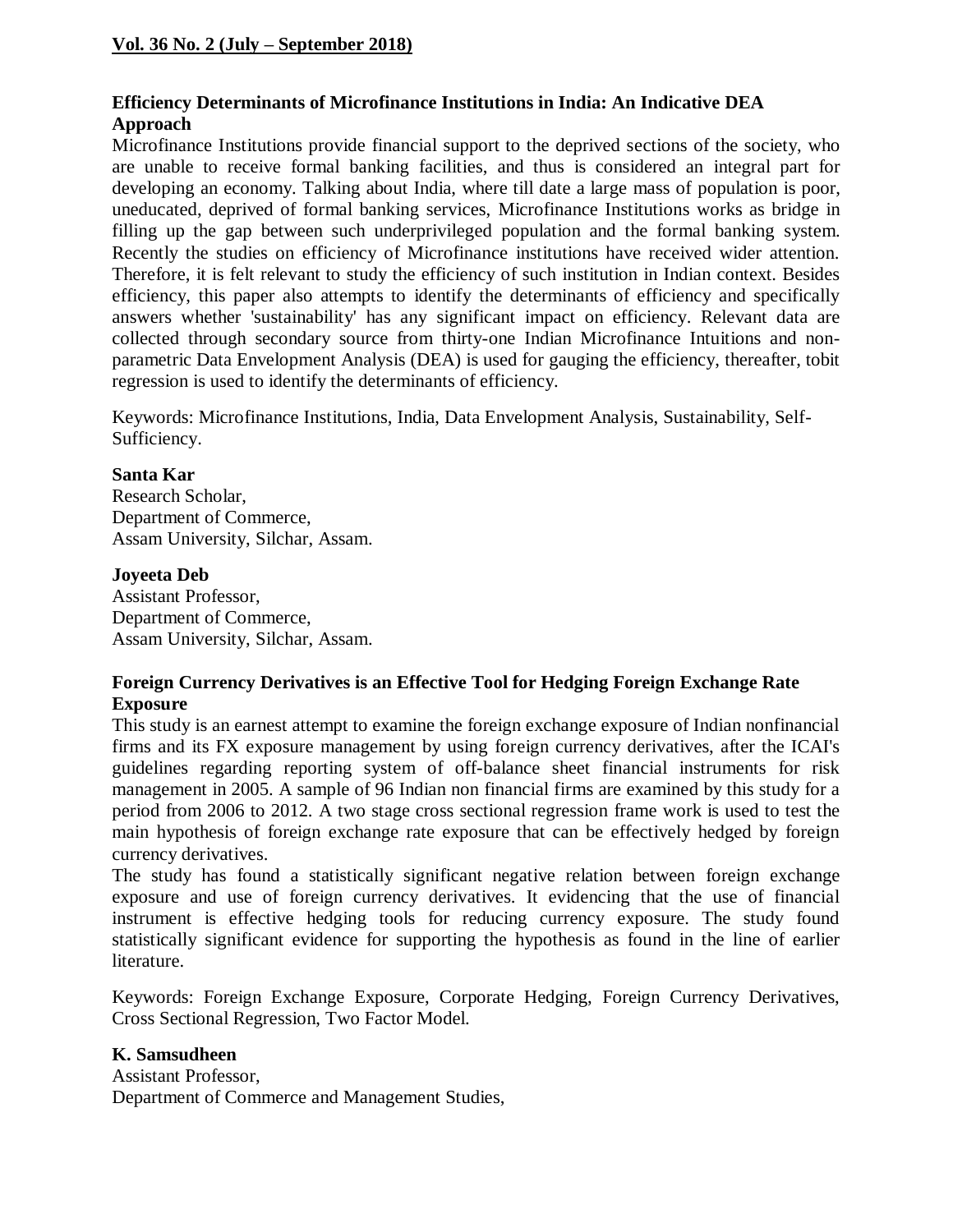**Vol. 36 No. 2 (July – September 2018)**

## Efficiency Determinants of Microfinance Institutions in India: An Indicative DEA Approach

Microfinance Institutions provide financial support to the deprived sections of the society, who are unable to receive formal banking facilities, and thus is considered an integral part for developing an economy. Talking about India, where till date a large mass of population is poor, uneducated, deprived of formal banking services, Microfinance Institutions works as bridge in filling up the gap between such underprivileged population and the formal banking system. Recently the studies on efficiency of Microfinance institutions have received wider attention. Therefore, it is felt relevant to study the efficiency of such institution in Indian context. Besides efficiency, this paper also attempts to identify the determinants of efficiency and specifically answers whether 'sustainability' has any significant impact on efficiency. Relevant data are collected through secondary source from thirty-one Indian Microfinance Intuitions and non-parametric Data Envelopment Analysis (DEA) is used for gauging the efficiency, thereafter, tobit regression is used to identify the determinants of efficiency.

Keywords: Microfinance Institutions, India, Data Envelopment Analysis, Sustainability, Self-Sufficiency.

**Santa Kar**
Research Scholar,
Department of Commerce,
Assam University, Silchar, Assam.

**Joyeeta Deb**
Assistant Professor,
Department of Commerce,
Assam University, Silchar, Assam.

## Foreign Currency Derivatives is an Effective Tool for Hedging Foreign Exchange Rate Exposure

This study is an earnest attempt to examine the foreign exchange exposure of Indian nonfinancial firms and its FX exposure management by using foreign currency derivatives, after the ICAI's guidelines regarding reporting system of off-balance sheet financial instruments for risk management in 2005. A sample of 96 Indian non financial firms are examined by this study for a period from 2006 to 2012. A two stage cross sectional regression frame work is used to test the main hypothesis of foreign exchange rate exposure that can be effectively hedged by foreign currency derivatives.

The study has found a statistically significant negative relation between foreign exchange exposure and use of foreign currency derivatives. It evidencing that the use of financial instrument is effective hedging tools for reducing currency exposure. The study found statistically significant evidence for supporting the hypothesis as found in the line of earlier literature.

Keywords: Foreign Exchange Exposure, Corporate Hedging, Foreign Currency Derivatives, Cross Sectional Regression, Two Factor Model.

**K. Samsudheen**
Assistant Professor,
Department of Commerce and Management Studies,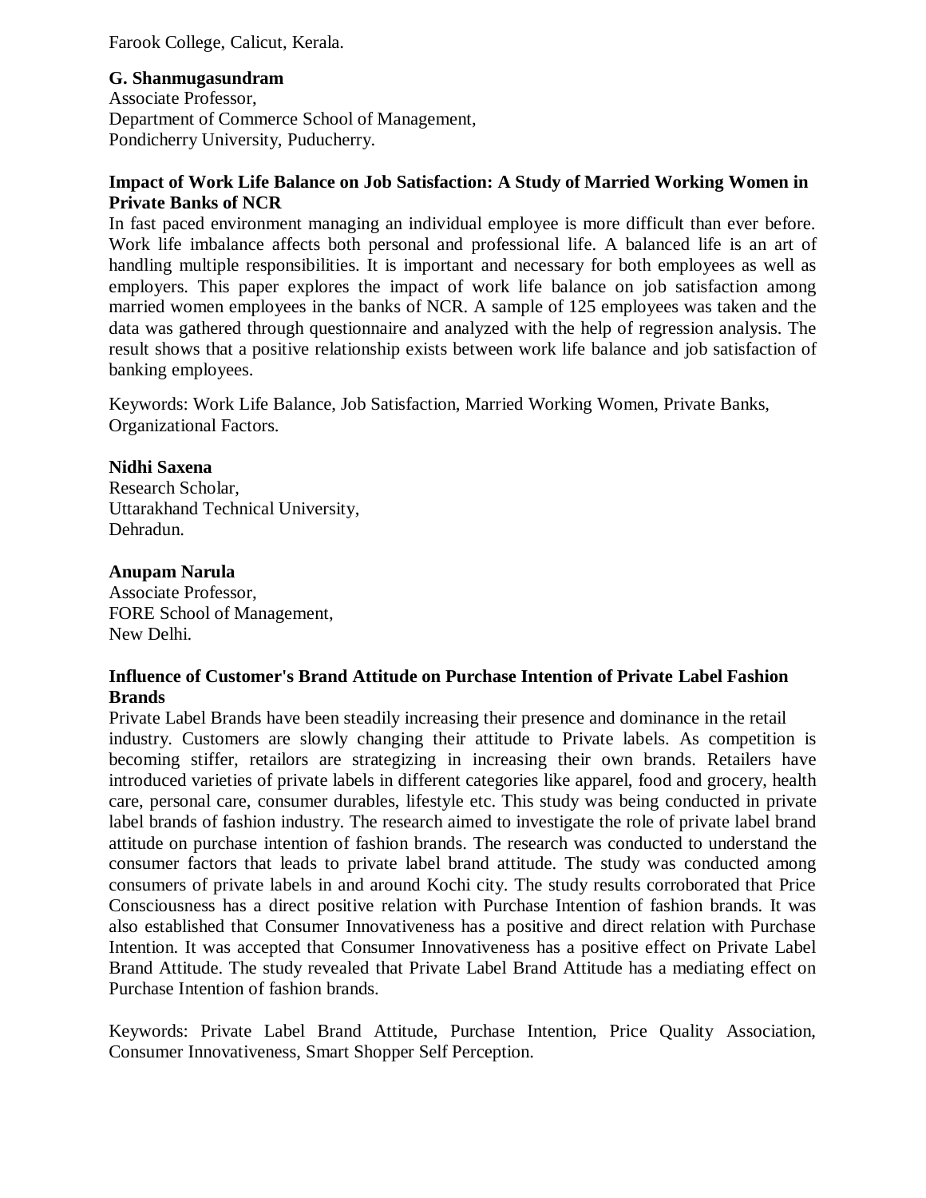Farook College, Calicut, Kerala.

**G. Shanmugasundram**
Associate Professor,
Department of Commerce School of Management,
Pondicherry University, Puducherry.

**Impact of Work Life Balance on Job Satisfaction: A Study of Married Working Women in Private Banks of NCR**

In fast paced environment managing an individual employee is more difficult than ever before. Work life imbalance affects both personal and professional life. A balanced life is an art of handling multiple responsibilities. It is important and necessary for both employees as well as employers. This paper explores the impact of work life balance on job satisfaction among married women employees in the banks of NCR. A sample of 125 employees was taken and the data was gathered through questionnaire and analyzed with the help of regression analysis. The result shows that a positive relationship exists between work life balance and job satisfaction of banking employees.

Keywords: Work Life Balance, Job Satisfaction, Married Working Women, Private Banks, Organizational Factors.

**Nidhi Saxena**
Research Scholar,
Uttarakhand Technical University,
Dehradun.

**Anupam Narula**
Associate Professor,
FORE School of Management,
New Delhi.

**Influence of Customer's Brand Attitude on Purchase Intention of Private Label Fashion Brands**

Private Label Brands have been steadily increasing their presence and dominance in the retail industry. Customers are slowly changing their attitude to Private labels. As competition is becoming stiffer, retailors are strategizing in increasing their own brands. Retailers have introduced varieties of private labels in different categories like apparel, food and grocery, health care, personal care, consumer durables, lifestyle etc. This study was being conducted in private label brands of fashion industry. The research aimed to investigate the role of private label brand attitude on purchase intention of fashion brands. The research was conducted to understand the consumer factors that leads to private label brand attitude. The study was conducted among consumers of private labels in and around Kochi city. The study results corroborated that Price Consciousness has a direct positive relation with Purchase Intention of fashion brands. It was also established that Consumer Innovativeness has a positive and direct relation with Purchase Intention. It was accepted that Consumer Innovativeness has a positive effect on Private Label Brand Attitude. The study revealed that Private Label Brand Attitude has a mediating effect on Purchase Intention of fashion brands.

Keywords: Private Label Brand Attitude, Purchase Intention, Price Quality Association, Consumer Innovativeness, Smart Shopper Self Perception.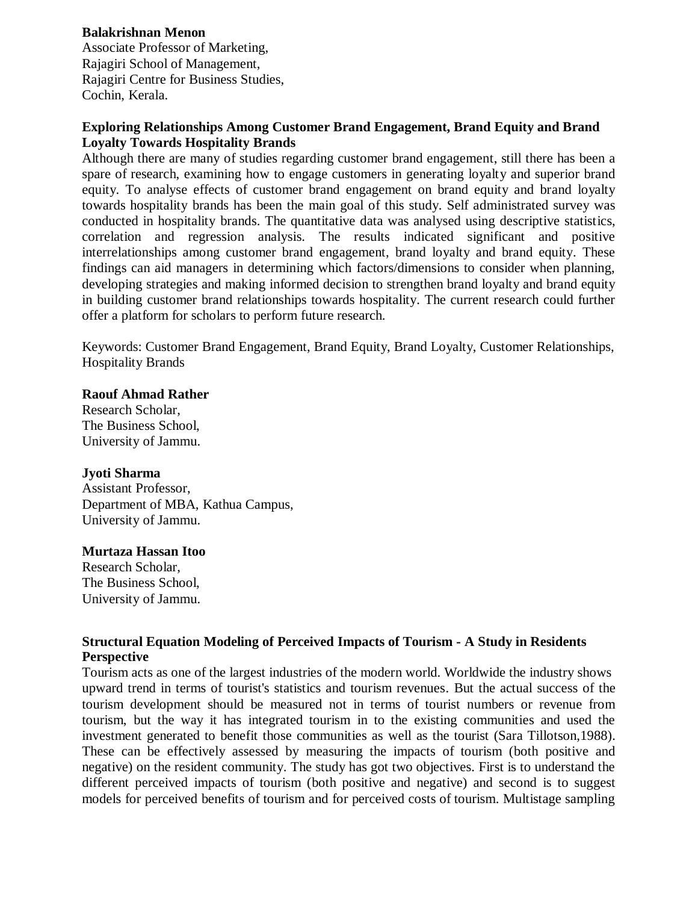**Balakrishnan Menon**
Associate Professor of Marketing,
Rajagiri School of Management,
Rajagiri Centre for Business Studies,
Cochin, Kerala.

**Exploring Relationships Among Customer Brand Engagement, Brand Equity and Brand Loyalty Towards Hospitality Brands**

Although there are many of studies regarding customer brand engagement, still there has been a spare of research, examining how to engage customers in generating loyalty and superior brand equity. To analyse effects of customer brand engagement on brand equity and brand loyalty towards hospitality brands has been the main goal of this study. Self administrated survey was conducted in hospitality brands. The quantitative data was analysed using descriptive statistics, correlation and regression analysis. The results indicated significant and positive interrelationships among customer brand engagement, brand loyalty and brand equity. These findings can aid managers in determining which factors/dimensions to consider when planning, developing strategies and making informed decision to strengthen brand loyalty and brand equity in building customer brand relationships towards hospitality. The current research could further offer a platform for scholars to perform future research.

Keywords: Customer Brand Engagement, Brand Equity, Brand Loyalty, Customer Relationships, Hospitality Brands

**Raouf Ahmad Rather**
Research Scholar,
The Business School,
University of Jammu.

**Jyoti Sharma**
Assistant Professor,
Department of MBA, Kathua Campus,
University of Jammu.

**Murtaza Hassan Itoo**
Research Scholar,
The Business School,
University of Jammu.

**Structural Equation Modeling of Perceived Impacts of Tourism - A Study in Residents Perspective**

Tourism acts as one of the largest industries of the modern world. Worldwide the industry shows upward trend in terms of tourist's statistics and tourism revenues. But the actual success of the tourism development should be measured not in terms of tourist numbers or revenue from tourism, but the way it has integrated tourism in to the existing communities and used the investment generated to benefit those communities as well as the tourist (Sara Tillotson,1988). These can be effectively assessed by measuring the impacts of tourism (both positive and negative) on the resident community. The study has got two objectives. First is to understand the different perceived impacts of tourism (both positive and negative) and second is to suggest models for perceived benefits of tourism and for perceived costs of tourism. Multistage sampling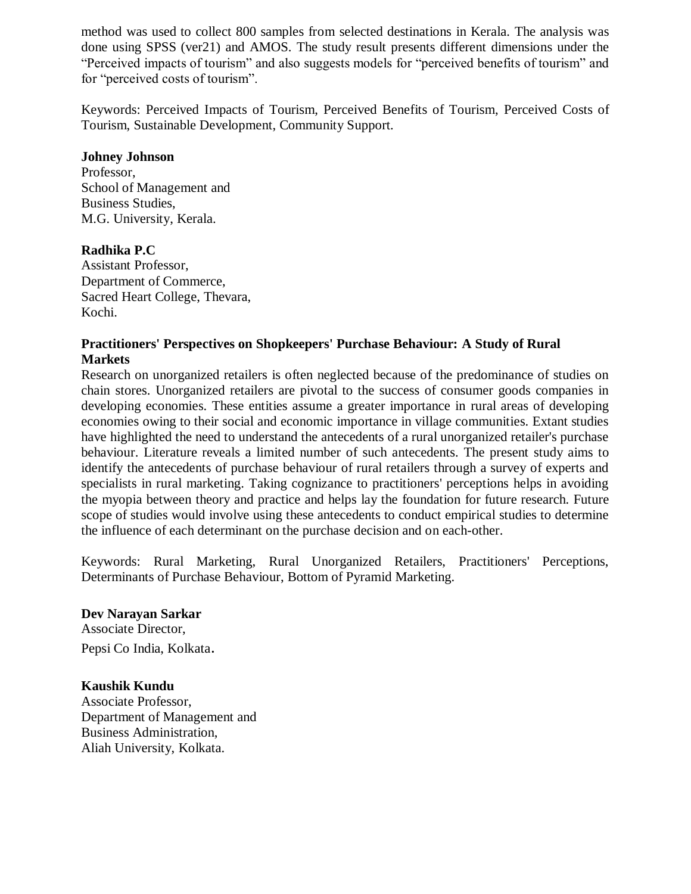method was used to collect 800 samples from selected destinations in Kerala. The analysis was done using SPSS (ver21) and AMOS. The study result presents different dimensions under the "Perceived impacts of tourism" and also suggests models for "perceived benefits of tourism" and for "perceived costs of tourism".

Keywords: Perceived Impacts of Tourism, Perceived Benefits of Tourism, Perceived Costs of Tourism, Sustainable Development, Community Support.

**Johney Johnson**
Professor,
School of Management and
Business Studies,
M.G. University, Kerala.

**Radhika P.C**
Assistant Professor,
Department of Commerce,
Sacred Heart College, Thevara,
Kochi.

**Practitioners' Perspectives on Shopkeepers' Purchase Behaviour: A Study of Rural Markets**

Research on unorganized retailers is often neglected because of the predominance of studies on chain stores. Unorganized retailers are pivotal to the success of consumer goods companies in developing economies. These entities assume a greater importance in rural areas of developing economies owing to their social and economic importance in village communities. Extant studies have highlighted the need to understand the antecedents of a rural unorganized retailer's purchase behaviour. Literature reveals a limited number of such antecedents. The present study aims to identify the antecedents of purchase behaviour of rural retailers through a survey of experts and specialists in rural marketing. Taking cognizance to practitioners' perceptions helps in avoiding the myopia between theory and practice and helps lay the foundation for future research. Future scope of studies would involve using these antecedents to conduct empirical studies to determine the influence of each determinant on the purchase decision and on each-other.

Keywords: Rural Marketing, Rural Unorganized Retailers, Practitioners' Perceptions, Determinants of Purchase Behaviour, Bottom of Pyramid Marketing.

**Dev Narayan Sarkar**
Associate Director,
Pepsi Co India, Kolkata.

**Kaushik Kundu**
Associate Professor,
Department of Management and
Business Administration,
Aliah University, Kolkata.